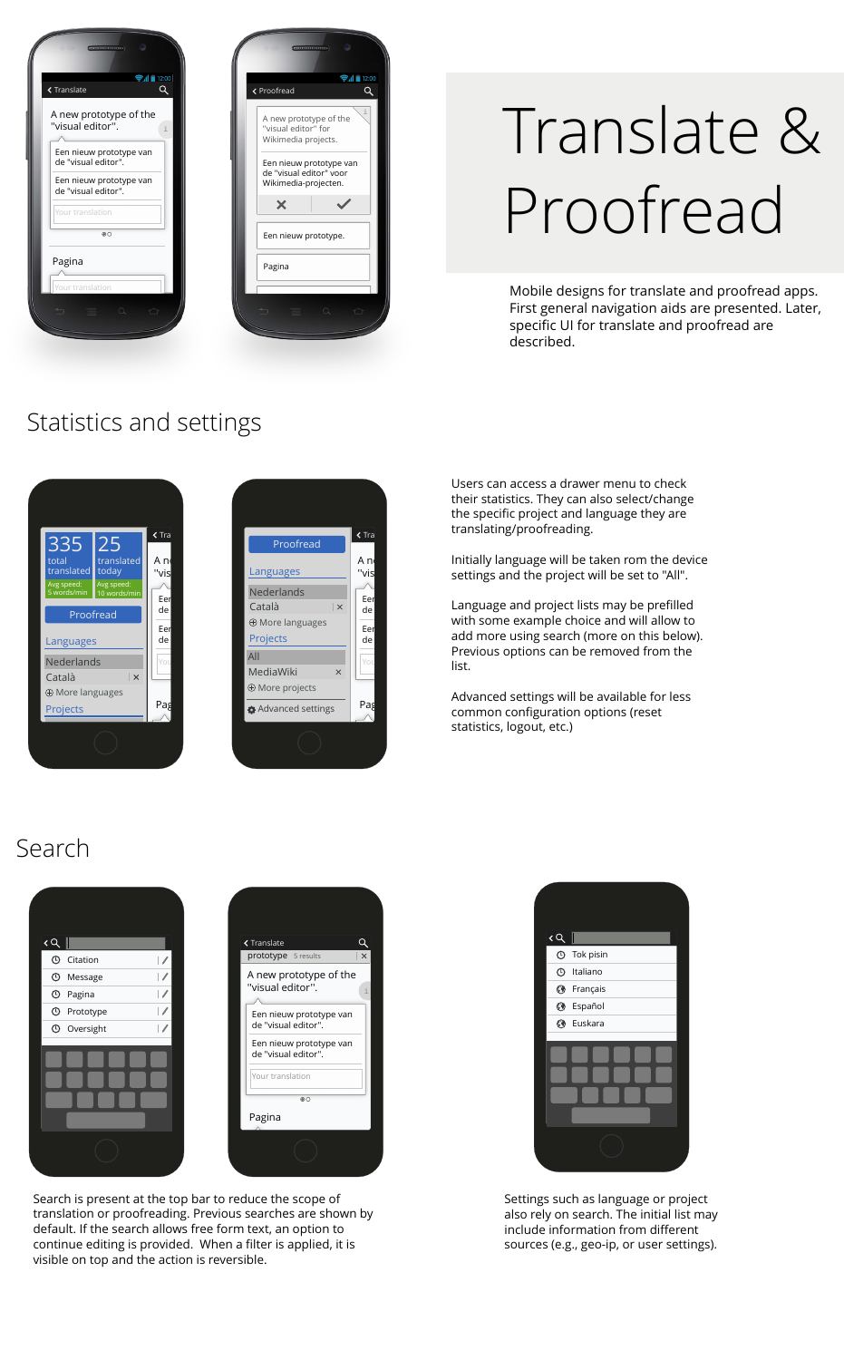# Translate & Proofread

Mobile designs for translate and proofread apps. First general navigation aids are presented. Later, specific UI for translate and proofread are described.

## Statistics and settings

Users can access a drawer menu to check their statistics. They can also select/change the specific project and language they are translating/proofreading.

Initially language will be taken rom the device settings and the project will be set to "All".

Language and project lists may be prefilled with some example choice and will allow to add more using search (more on this below). Previous options can be removed from the list.

Advanced settings will be available for less common configuration options (reset statistics, logout, etc.)

## Search

Search is present at the top bar to reduce the scope of translation or proofreading. Previous searches are shown by default. If the search allows free form text, an option to continue editing is provided. When a filter is applied, it is visible on top and the action is reversible.

Settings such as language or project also rely on search. The initial list may include information from different sources (e.g., geo-ip, or user settings).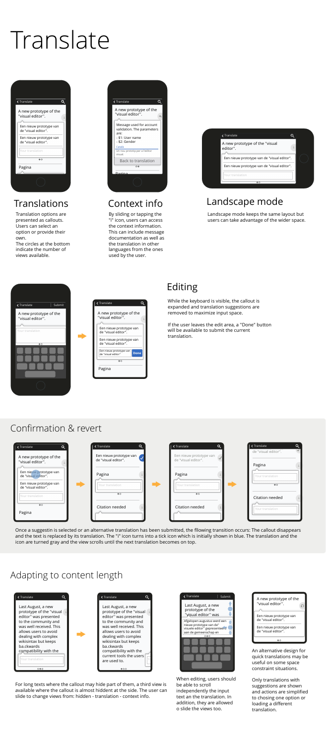# Translate

## Translations

Translation options are presented as callouts. Users can select an option or provide their own.
The circles at the bottom indicate the number of views available.

## Context info

By sliding or tapping the "i" icon, users can access the context information. This can include message documentation as well as the translation in other languages from the ones used by the user.

## Landscape mode

Landscape mode keeps the same layout but users can take advantage of the wider space.

## Editing

While the keyboard is visible, the callout is expanded and translation suggestions are removed to maximize input space.

If the user leaves the edit area, a "Done" button will be available to submit the current translation.

## Confirmation & revert

Once a suggestin is selected or an alternative translation has been submitted, the fllowing transition occurs: The callout disappears and the text is replaced by its translation. The "i" icon turns into a tick icon which is initially shown in blue. The translation and the icon are turned gray and the view scrolls until the next translation becomes on top.

## Adapting to content length

For long texts where the callout may hide part of them, a third view is available where the callout is almost hiddent at the side. The user can slide to change views from: hidden - translation - context info.

When editing, users should be able to scroll independently the input text an the translation. In addition, they are allowed o slide the views too.

An alternative design for quick translations may be useful on some space constraint situations.

Only translations with suggestions are shown and actions are simplified to chosing one option or loading a different translation.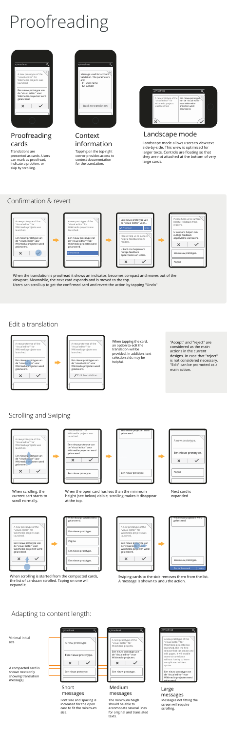# Proofreading

## Proofreading cards

Translations are presented as cards. Users can mark as proofread, indicate a problem, or skip by scrolling.

## Context information

Tapping on the top-right corner provides access to context documentation for the translation.

## Landscape mode

Landscape mode allows users to view text side-by-side. This wiew is optimized for larger texts. Controls are floating so that they are not attached at the bottom of very large cards.

## Confirmation & revert

When the translation is proofread it shows an indicator, becomes compact and moves out of the viewport. Meanwhile, the next card expands and is moved to the top.
Users can scroll up to get the confirmed card and revert the action by tapping "Undo"

## Edit a translation

When tapping the card, an option to edit the translation will be provided. In addition, text selection aids may be helpful.

"Accept" and "reject" are considered as the main actions in the current designs. In case that "reject" is not considered necessary, "Edit" can be promoted as a main action.

## Scrolling and Swiping

When scrolling, the current cart starts to scroll normally.

When the open card has less than the minimum height (see below) visible, scrolling makes it disappear at the top.

Next card is expanded

When scrolling is started from the compacted cards, the list of cardscan scrolled. Taping on one will expand it.

Swiping cards to the side removes them from the list. A message is shown to undu the action.

## Adapting to content length:

Minimal initial size

A compacted card is shown next (only showing translation message)

### Short messages

Font size and spacing is increased for the open card to fit the minimum size.

### Medium messages

The minimum heigh should be able to accomodate several lines for original and translated texts.

### Large messages

Messages not fitting the screen will require scrolling.